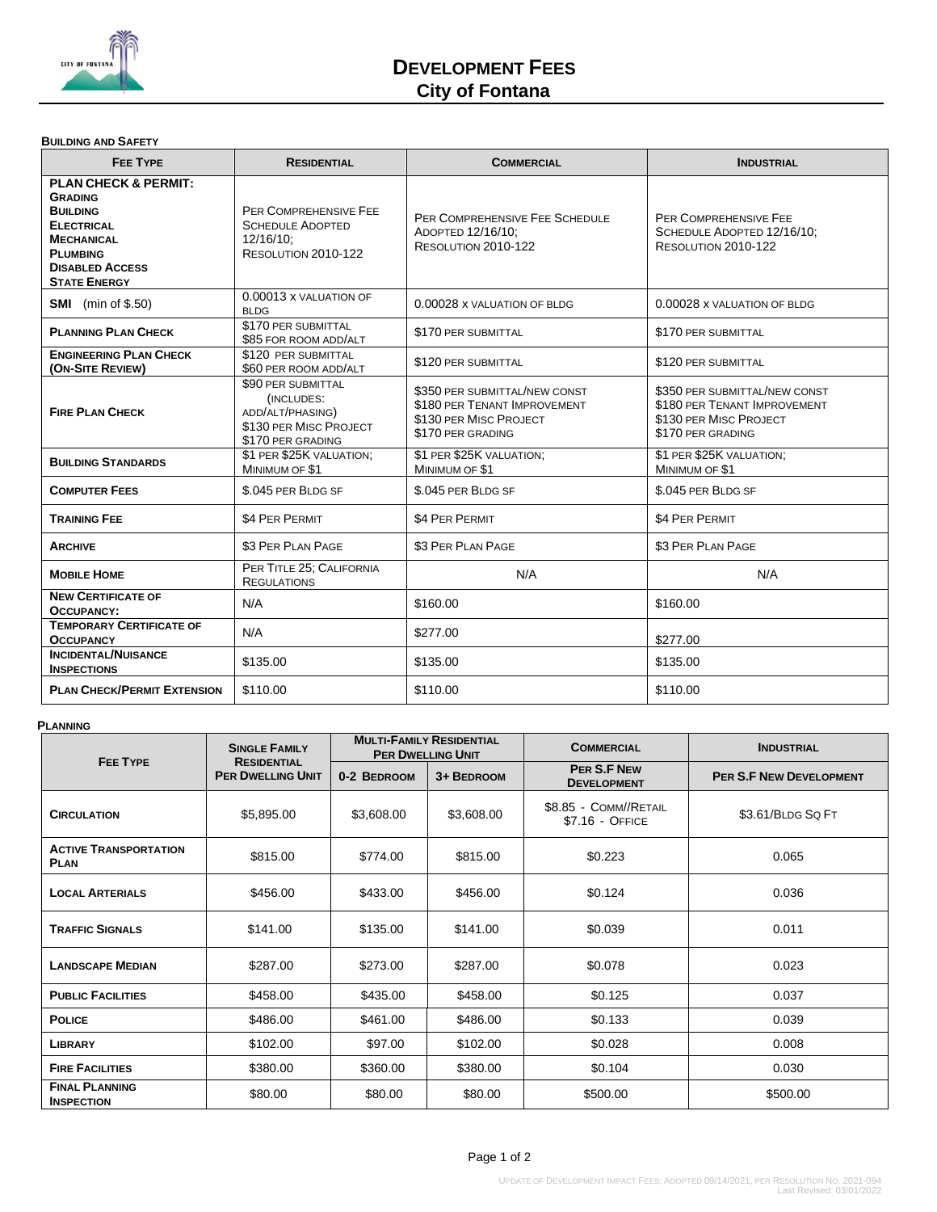# DEVELOPMENT FEES
## City of Fontana

### BUILDING AND SAFETY

| FEE TYPE | RESIDENTIAL | COMMERCIAL | INDUSTRIAL |
|---|---|---|---|
| **PLAN CHECK & PERMIT:** GRADING, BUILDING, ELECTRICAL, MECHANICAL, PLUMBING, DISABLED ACCESS, STATE ENERGY | PER COMPREHENSIVE FEE SCHEDULE ADOPTED 12/16/10; RESOLUTION 2010-122 | PER COMPREHENSIVE FEE SCHEDULE ADOPTED 12/16/10; RESOLUTION 2010-122 | PER COMPREHENSIVE FEE SCHEDULE ADOPTED 12/16/10; RESOLUTION 2010-122 |
| **SMI** (min of $.50) | 0.00013 X VALUATION OF BLDG | 0.00028 X VALUATION OF BLDG | 0.00028 X VALUATION OF BLDG |
| **PLANNING PLAN CHECK** | $170 PER SUBMITTAL<br>$85 FOR ROOM ADD/ALT | $170 PER SUBMITTAL | $170 PER SUBMITTAL |
| **ENGINEERING PLAN CHECK (ON-SITE REVIEW)** | $120 PER SUBMITTAL<br>$60 PER ROOM ADD/ALT | $120 PER SUBMITTAL | $120 PER SUBMITTAL |
| **FIRE PLAN CHECK** | $90 PER SUBMITTAL (INCLUDES: ADD/ALT/PHASING)<br>$130 PER MISC PROJECT<br>$170 PER GRADING | $350 PER SUBMITTAL/NEW CONST<br>$180 PER TENANT IMPROVEMENT<br>$130 PER MISC PROJECT<br>$170 PER GRADING | $350 PER SUBMITTAL/NEW CONST<br>$180 PER TENANT IMPROVEMENT<br>$130 PER MISC PROJECT<br>$170 PER GRADING |
| **BUILDING STANDARDS** | $1 PER $25K VALUATION; MINIMUM OF $1 | $1 PER $25K VALUATION; MINIMUM OF $1 | $1 PER $25K VALUATION; MINIMUM OF $1 |
| **COMPUTER FEES** | $.045 PER BLDG SF | $.045 PER BLDG SF | $.045 PER BLDG SF |
| **TRAINING FEE** | $4 PER PERMIT | $4 PER PERMIT | $4 PER PERMIT |
| **ARCHIVE** | $3 PER PLAN PAGE | $3 PER PLAN PAGE | $3 PER PLAN PAGE |
| **MOBILE HOME** | PER TITLE 25; CALIFORNIA REGULATIONS | N/A | N/A |
| **NEW CERTIFICATE OF OCCUPANCY:** | N/A | $160.00 | $160.00 |
| **TEMPORARY CERTIFICATE OF OCCUPANCY** | N/A | $277.00 | $277.00 |
| **INCIDENTAL/NUISANCE INSPECTIONS** | $135.00 | $135.00 | $135.00 |
| **PLAN CHECK/PERMIT EXTENSION** | $110.00 | $110.00 | $110.00 |

### PLANNING

| FEE TYPE | SINGLE FAMILY RESIDENTIAL PER DWELLING UNIT | MULTI-FAMILY RESIDENTIAL PER DWELLING UNIT | | COMMERCIAL | INDUSTRIAL |
|---|---|---|---|---|---|
| | | 0-2 BEDROOM | 3+ BEDROOM | PER S.F NEW DEVELOPMENT | PER S.F NEW DEVELOPMENT |
| **CIRCULATION** | $5,895.00 | $3,608.00 | $3,608.00 | $8.85 - COMM//RETAIL<br>$7.16 - OFFICE | $3.61/BLDG SQ FT |
| **ACTIVE TRANSPORTATION PLAN** | $815.00 | $774.00 | $815.00 | $0.223 | 0.065 |
| **LOCAL ARTERIALS** | $456.00 | $433.00 | $456.00 | $0.124 | 0.036 |
| **TRAFFIC SIGNALS** | $141.00 | $135.00 | $141.00 | $0.039 | 0.011 |
| **LANDSCAPE MEDIAN** | $287.00 | $273.00 | $287.00 | $0.078 | 0.023 |
| **PUBLIC FACILITIES** | $458.00 | $435.00 | $458.00 | $0.125 | 0.037 |
| **POLICE** | $486.00 | $461.00 | $486.00 | $0.133 | 0.039 |
| **LIBRARY** | $102.00 | $97.00 | $102.00 | $0.028 | 0.008 |
| **FIRE FACILITIES** | $380.00 | $360.00 | $380.00 | $0.104 | 0.030 |
| **FINAL PLANNING INSPECTION** | $80.00 | $80.00 | $80.00 | $500.00 | $500.00 |

UPDATE OF DEVELOPMENT IMPACT FEES; ADOPTED 09/14/2021, PER RESOLUTION NO. 2021-094
Last Revised: 03/01/2022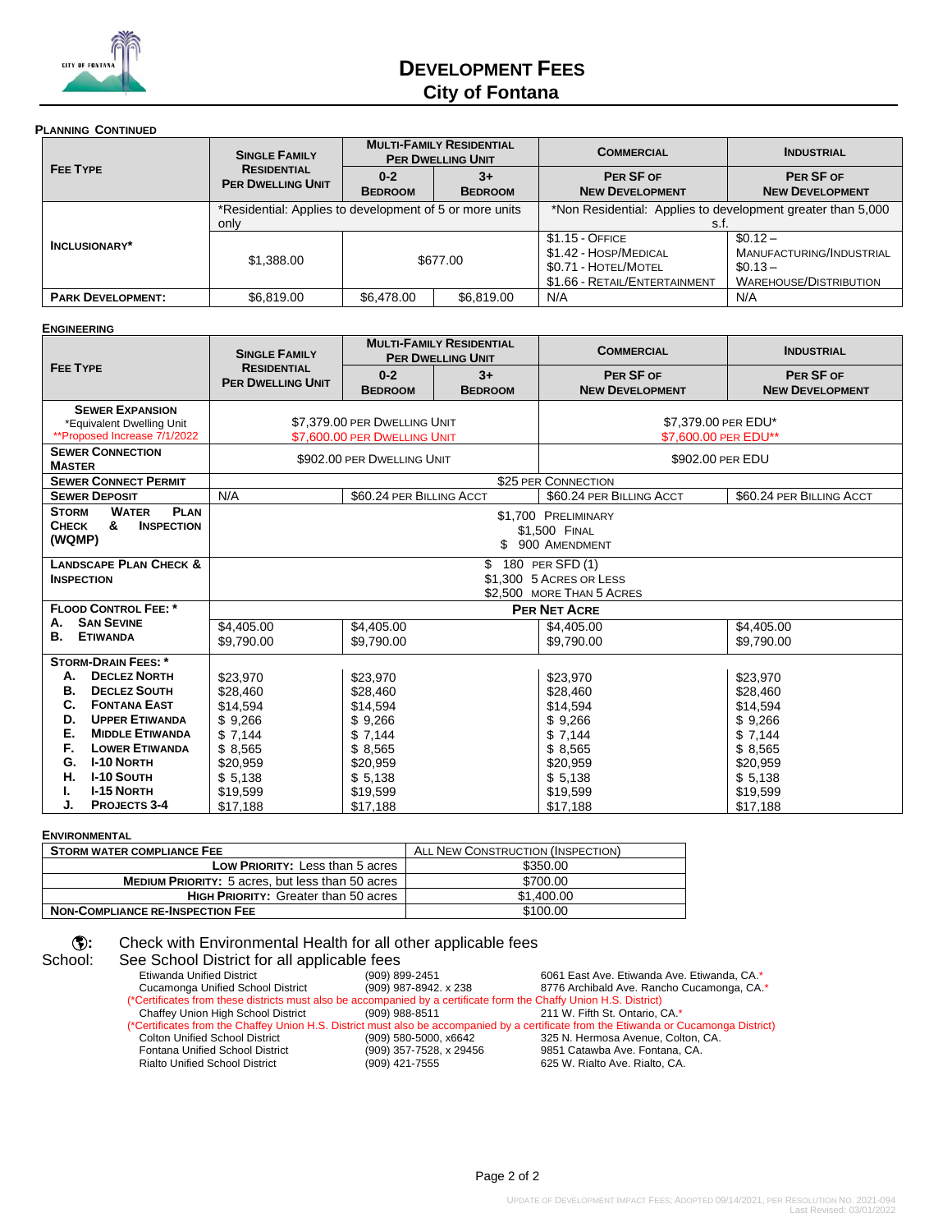# DEVELOPMENT FEES
## City of Fontana

**PLANNING CONTINUED**

| FEE TYPE | SINGLE FAMILY RESIDENTIAL PER DWELLING UNIT | MULTI-FAMILY RESIDENTIAL PER DWELLING UNIT | | COMMERCIAL | INDUSTRIAL |
|---|---|---|---|---|---|
| | | 0-2 BEDROOM | 3+ BEDROOM | PER SF OF NEW DEVELOPMENT | PER SF OF NEW DEVELOPMENT |
| INCLUSIONARY* | *Residential: Applies to development of 5 or more units only | | | *Non Residential: Applies to development greater than 5,000 s.f. | |
| | $1,388.00 | $677.00 | | $1.15 - OFFICE<br>$1.42 - HOSP/MEDICAL<br>$0.71 - HOTEL/MOTEL<br>$1.66 - RETAIL/ENTERTAINMENT | $0.12 – MANUFACTURING/INDUSTRIAL<br>$0.13 – WAREHOUSE/DISTRIBUTION |
| PARK DEVELOPMENT: | $6,819.00 | $6,478.00 | $6,819.00 | N/A | N/A |

**ENGINEERING**

| FEE TYPE | SINGLE FAMILY RESIDENTIAL PER DWELLING UNIT | MULTI-FAMILY RESIDENTIAL PER DWELLING UNIT | | COMMERCIAL | INDUSTRIAL |
|---|---|---|---|---|---|
| | | 0-2 BEDROOM | 3+ BEDROOM | PER SF OF NEW DEVELOPMENT | PER SF OF NEW DEVELOPMENT |
| SEWER EXPANSION<br>*Equivalent Dwelling Unit<br>**Proposed Increase 7/1/2022 | $7,379.00 PER DWELLING UNIT<br>$7,600.00 PER DWELLING UNIT | | | $7,379.00 PER EDU*<br>$7,600.00 PER EDU** | |
| SEWER CONNECTION MASTER | $902.00 PER DWELLING UNIT | | | $902.00 PER EDU | |
| SEWER CONNECT PERMIT | $25 PER CONNECTION | | | | |
| SEWER DEPOSIT | N/A | $60.24 PER BILLING ACCT | | $60.24 PER BILLING ACCT | $60.24 PER BILLING ACCT |
| STORM WATER PLAN CHECK & INSPECTION (WQMP) | $1,700 PRELIMINARY<br>$1,500 FINAL<br>$ 900 AMENDMENT | | | | |
| LANDSCAPE PLAN CHECK & INSPECTION | $ 180 PER SFD (1)<br>$1,300 5 ACRES OR LESS<br>$2,500 MORE THAN 5 ACRES | | | | |
| FLOOD CONTROL FEE: * | PER NET ACRE | | | | |
| A. SAN SEVINE<br>B. ETIWANDA | $4,405.00<br>$9,790.00 | $4,405.00<br>$9,790.00 | | $4,405.00<br>$9,790.00 | $4,405.00<br>$9,790.00 |
| STORM-DRAIN FEES: * | | | | | |
| A. DECLEZ NORTH | $23,970 | $23,970 | | $23,970 | $23,970 |
| B. DECLEZ SOUTH | $28,460 | $28,460 | | $28,460 | $28,460 |
| C. FONTANA EAST | $14,594 | $14,594 | | $14,594 | $14,594 |
| D. UPPER ETIWANDA | $ 9,266 | $ 9,266 | | $ 9,266 | $ 9,266 |
| E. MIDDLE ETIWANDA | $ 7,144 | $ 7,144 | | $ 7,144 | $ 7,144 |
| F. LOWER ETIWANDA | $ 8,565 | $ 8,565 | | $ 8,565 | $ 8,565 |
| G. I-10 NORTH | $20,959 | $20,959 | | $20,959 | $20,959 |
| H. I-10 SOUTH | $ 5,138 | $ 5,138 | | $ 5,138 | $ 5,138 |
| I. I-15 NORTH | $19,599 | $19,599 | | $19,599 | $19,599 |
| J. PROJECTS 3-4 | $17,188 | $17,188 | | $17,188 | $17,188 |

**ENVIRONMENTAL**

| STORM WATER COMPLIANCE FEE | ALL NEW CONSTRUCTION (INSPECTION) |
|---|---|
| LOW PRIORITY: Less than 5 acres | $350.00 |
| MEDIUM PRIORITY: 5 acres, but less than 50 acres | $700.00 |
| HIGH PRIORITY: Greater than 50 acres | $1,400.00 |
| NON-COMPLIANCE RE-INSPECTION FEE | $100.00 |

: Check with Environmental Health for all other applicable fees

School: See School District for all applicable fees

| | | |
|---|---|---|
| Etiwanda Unified District | (909) 899-2451 | 6061 East Ave. Etiwanda Ave. Etiwanda, CA.* |
| Cucamonga Unified School District | (909) 987-8942. x 238 | 8776 Archibald Ave. Rancho Cucamonga, CA.* |

(*Certificates from these districts must also be accompanied by a certificate form the Chaffy Union H.S. District)

| | | |
|---|---|---|
| Chaffey Union High School District | (909) 988-8511 | 211 W. Fifth St. Ontario, CA.* |

(*Certificates from the Chaffey Union H.S. District must also be accompanied by a certificate from the Etiwanda or Cucamonga District)

| | | |
|---|---|---|
| Colton Unified School District | (909) 580-5000, x6642 | 325 N. Hermosa Avenue, Colton, CA. |
| Fontana Unified School District | (909) 357-7528, x 29456 | 9851 Catawba Ave. Fontana, CA. |
| Rialto Unified School District | (909) 421-7555 | 625 W. Rialto Ave. Rialto, CA. |

UPDATE OF DEVELOPMENT IMPACT FEES; ADOPTED 09/14/2021, PER RESOLUTION NO. 2021-094
Last Revised: 03/01/2022